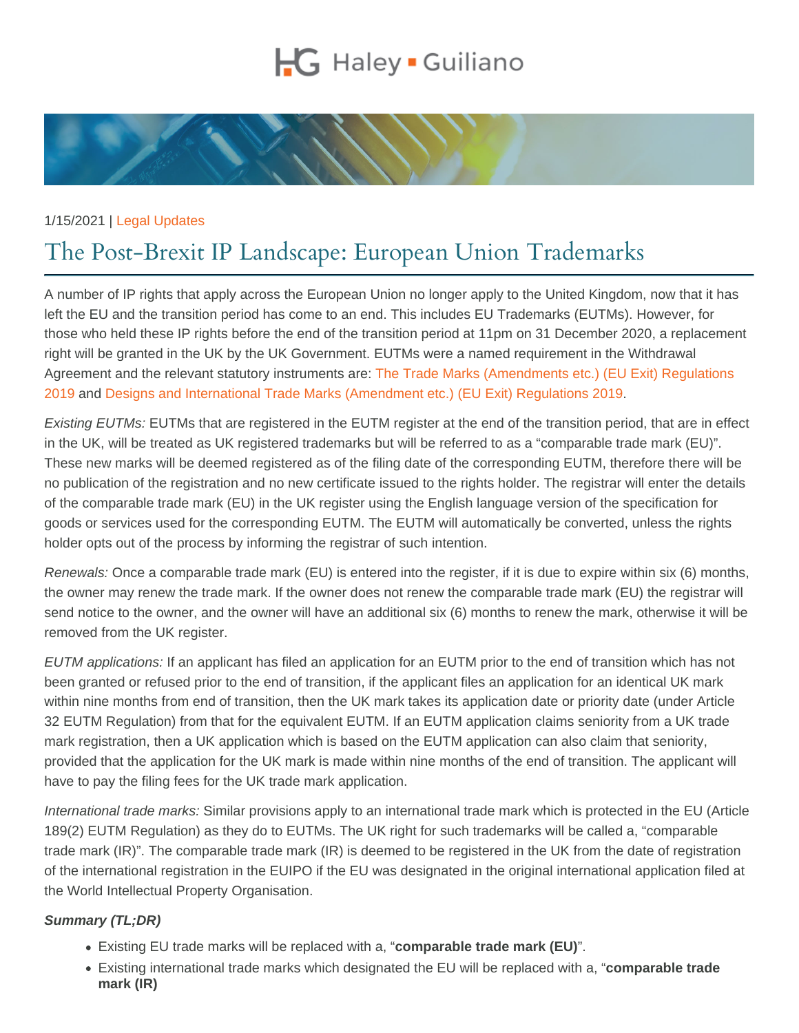Haley ▪ Guiliano

1/15/2021 | Legal Updates

# The Post-Brexit IP Landscape: European Union Trademarks

A number of IP rights that apply across the European Union no longer apply to the United Kingdom, now that it has left the EU and the transition period has come to an end. This includes EU Trademarks (EUTMs). However, for those who held these IP rights before the end of the transition period at 11pm on 31 December 2020, a replacement right will be granted in the UK by the UK Government. EUTMs were a named requirement in the Withdrawal Agreement and the relevant statutory instruments are: The Trade Marks (Amendments etc.) (EU Exit) Regulations 2019 and Designs and International Trade Marks (Amendment etc.) (EU Exit) Regulations 2019.

*Existing EUTMs:* EUTMs that are registered in the EUTM register at the end of the transition period, that are in effect in the UK, will be treated as UK registered trademarks but will be referred to as a "comparable trade mark (EU)". These new marks will be deemed registered as of the filing date of the corresponding EUTM, therefore there will be no publication of the registration and no new certificate issued to the rights holder. The registrar will enter the details of the comparable trade mark (EU) in the UK register using the English language version of the specification for goods or services used for the corresponding EUTM. The EUTM will automatically be converted, unless the rights holder opts out of the process by informing the registrar of such intention.

*Renewals:* Once a comparable trade mark (EU) is entered into the register, if it is due to expire within six (6) months, the owner may renew the trade mark. If the owner does not renew the comparable trade mark (EU) the registrar will send notice to the owner, and the owner will have an additional six (6) months to renew the mark, otherwise it will be removed from the UK register.

*EUTM applications:* If an applicant has filed an application for an EUTM prior to the end of transition which has not been granted or refused prior to the end of transition, if the applicant files an application for an identical UK mark within nine months from end of transition, then the UK mark takes its application date or priority date (under Article 32 EUTM Regulation) from that for the equivalent EUTM. If an EUTM application claims seniority from a UK trade mark registration, then a UK application which is based on the EUTM application can also claim that seniority, provided that the application for the UK mark is made within nine months of the end of transition. The applicant will have to pay the filing fees for the UK trade mark application.

*International trade marks:* Similar provisions apply to an international trade mark which is protected in the EU (Article 189(2) EUTM Regulation) as they do to EUTMs. The UK right for such trademarks will be called a, "comparable trade mark (IR)". The comparable trade mark (IR) is deemed to be registered in the UK from the date of registration of the international registration in the EUIPO if the EU was designated in the original international application filed at the World Intellectual Property Organisation.

***Summary (TL;DR)***

- Existing EU trade marks will be replaced with a, "**comparable trade mark (EU)**".
- Existing international trade marks which designated the EU will be replaced with a, "**comparable trade mark (IR)**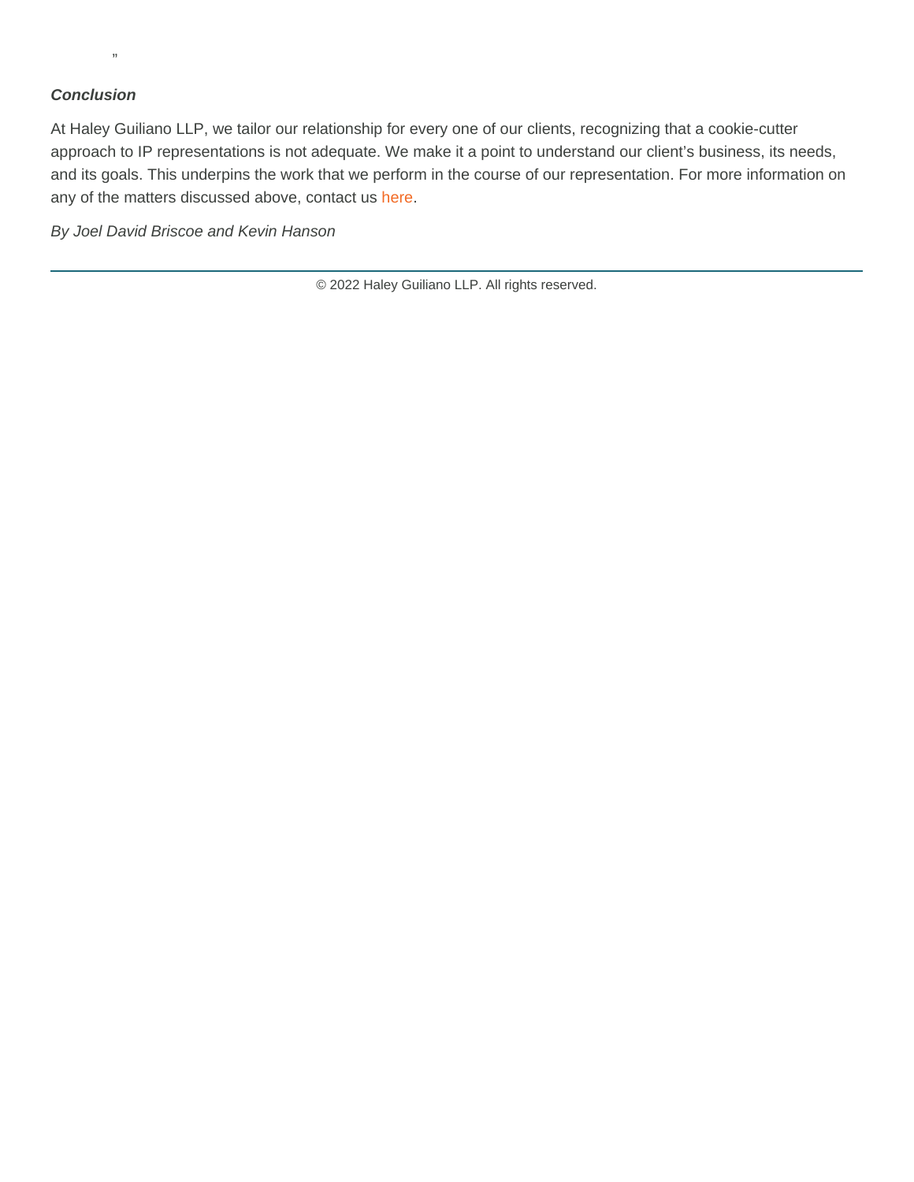"

***Conclusion***

At Haley Guiliano LLP, we tailor our relationship for every one of our clients, recognizing that a cookie-cutter approach to IP representations is not adequate. We make it a point to understand our client's business, its needs, and its goals. This underpins the work that we perform in the course of our representation. For more information on any of the matters discussed above, contact us here.

*By Joel David Briscoe and Kevin Hanson*

---

© 2022 Haley Guiliano LLP. All rights reserved.